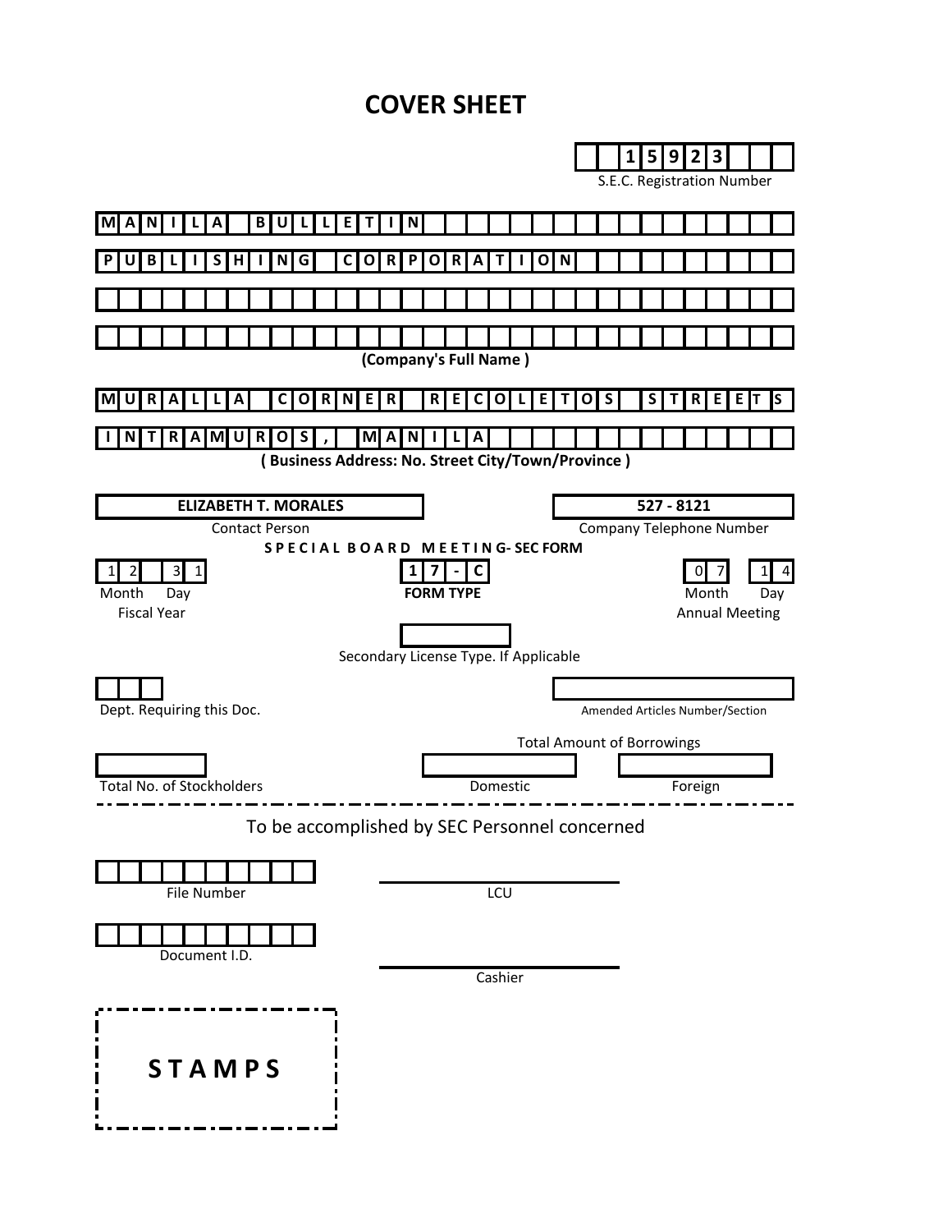# COVER SHEET

**15923**
S.E.C. Registration Number

**MANILA BULLETIN**
**PUBLISHING CORPORATION**

**(Company's Full Name )**

**MURALLA CORNER RECOLETOS STREETS**
**INTRAMUROS, MANILA**

**( Business Address: No. Street City/Town/Province )**

| **ELIZABETH T. MORALES** | **527 - 8121** |
|---|---|
| Contact Person | Company Telephone Number |

**SPECIAL BOARD MEETING- SEC FORM**

| 12 31 | **17-C** | 07 14 |
|---|---|---|
| Month Day | **FORM TYPE** | Month Day |
| Fiscal Year | | Annual Meeting |

Secondary License Type. If Applicable

Dept. Requiring this Doc.

Amended Articles Number/Section

Total Amount of Borrowings

| Total No. of Stockholders | Domestic | Foreign |
|---|---|---|
| | | |

---

To be accomplished by SEC Personnel concerned

File Number

LCU

Document I.D.

Cashier

**STAMPS**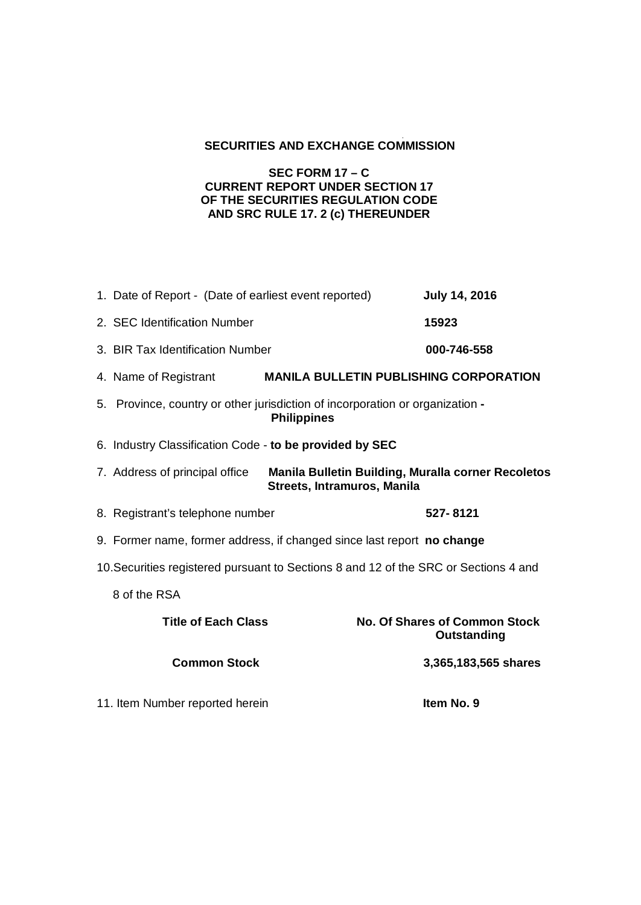**SECURITIES AND EXCHANGE COMMISSION**

**SEC FORM 17 – C**
**CURRENT REPORT UNDER SECTION 17**
**OF THE SECURITIES REGULATION CODE**
**AND SRC RULE 17. 2 (c) THEREUNDER**

1. Date of Report - (Date of earliest event reported) **July 14, 2016**

2. SEC Identification Number **15923**

3. BIR Tax Identification Number **000-746-558**

4. Name of Registrant **MANILA BULLETIN PUBLISHING CORPORATION**

5. Province, country or other jurisdiction of incorporation or organization **- Philippines**

6. Industry Classification Code - **to be provided by SEC**

7. Address of principal office **Manila Bulletin Building, Muralla corner Recoletos Streets, Intramuros, Manila**

8. Registrant's telephone number **527- 8121**

9. Former name, former address, if changed since last report **no change**

10. Securities registered pursuant to Sections 8 and 12 of the SRC or Sections 4 and 8 of the RSA

| Title of Each Class | No. Of Shares of Common Stock Outstanding |
|---|---|
| **Common Stock** | **3,365,183,565 shares** |

11. Item Number reported herein **Item No. 9**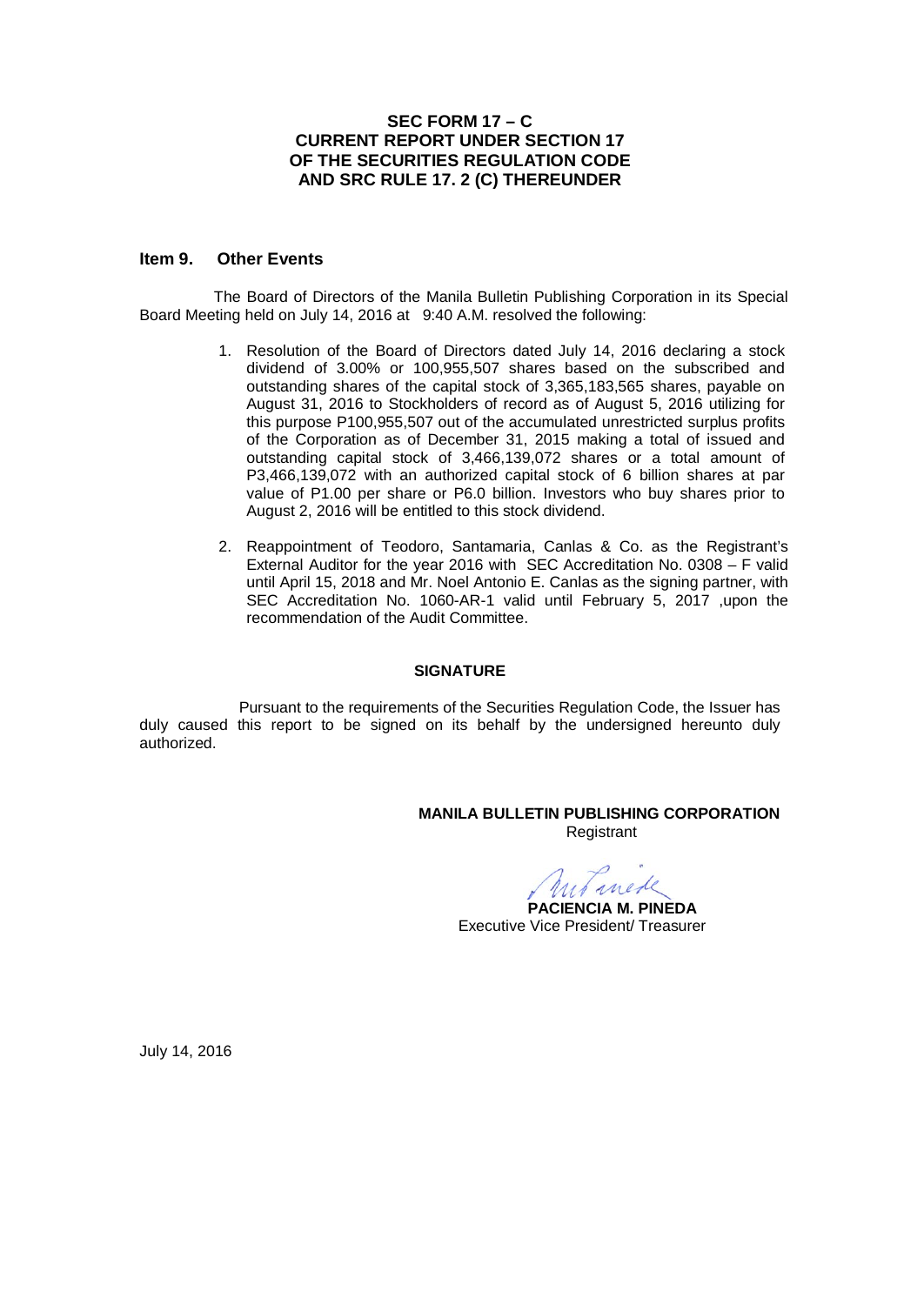**SEC FORM 17 – C**
**CURRENT REPORT UNDER SECTION 17**
**OF THE SECURITIES REGULATION CODE**
**AND SRC RULE 17. 2 (C) THEREUNDER**

## Item 9. Other Events

The Board of Directors of the Manila Bulletin Publishing Corporation in its Special Board Meeting held on July 14, 2016 at 9:40 A.M. resolved the following:

1. Resolution of the Board of Directors dated July 14, 2016 declaring a stock dividend of 3.00% or 100,955,507 shares based on the subscribed and outstanding shares of the capital stock of 3,365,183,565 shares, payable on August 31, 2016 to Stockholders of record as of August 5, 2016 utilizing for this purpose P100,955,507 out of the accumulated unrestricted surplus profits of the Corporation as of December 31, 2015 making a total of issued and outstanding capital stock of 3,466,139,072 shares or a total amount of P3,466,139,072 with an authorized capital stock of 6 billion shares at par value of P1.00 per share or P6.0 billion. Investors who buy shares prior to August 2, 2016 will be entitled to this stock dividend.

2. Reappointment of Teodoro, Santamaria, Canlas & Co. as the Registrant's External Auditor for the year 2016 with SEC Accreditation No. 0308 – F valid until April 15, 2018 and Mr. Noel Antonio E. Canlas as the signing partner, with SEC Accreditation No. 1060-AR-1 valid until February 5, 2017 ,upon the recommendation of the Audit Committee.

**SIGNATURE**

Pursuant to the requirements of the Securities Regulation Code, the Issuer has duly caused this report to be signed on its behalf by the undersigned hereunto duly authorized.

**MANILA BULLETIN PUBLISHING CORPORATION**
Registrant

**PACIENCIA M. PINEDA**
Executive Vice President/ Treasurer

July 14, 2016